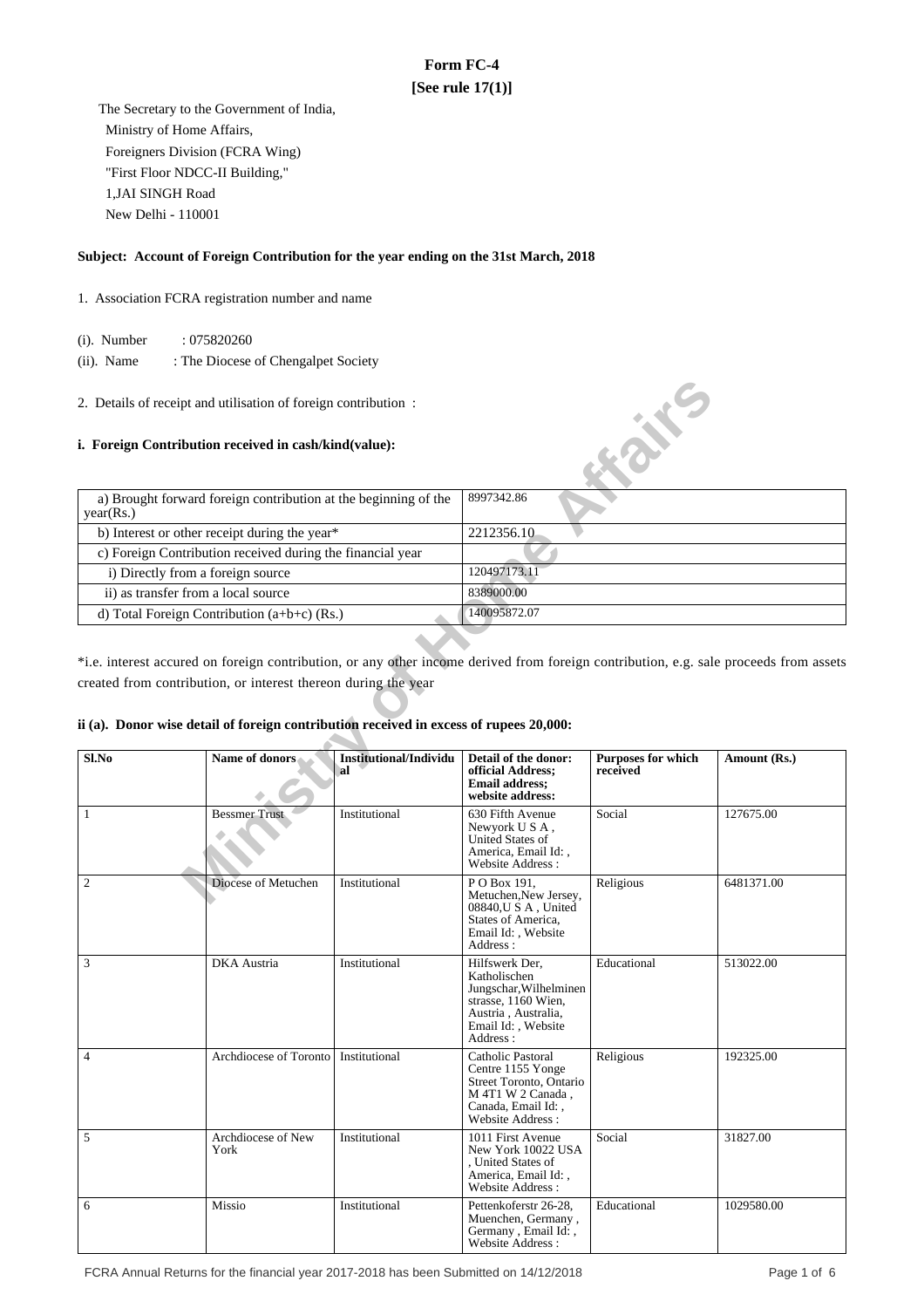# Form FC-4

**[See rule 17(1)]**

The Secretary to the Government of India,
Ministry of Home Affairs,
Foreigners Division (FCRA Wing)
"First Floor NDCC-II Building,"
1,JAI SINGH Road
New Delhi - 110001

**Subject: Account of Foreign Contribution for the year ending on the 31st March, 2018**

1. Association FCRA registration number and name

(i). Number : 075820260

(ii). Name : The Diocese of Chengalpet Society

2. Details of receipt and utilisation of foreign contribution :

**i. Foreign Contribution received in cash/kind(value):**

| | |
|---|---|
| a) Brought forward foreign contribution at the beginning of the year(Rs.) | 8997342.86 |
| b) Interest or other receipt during the year* | 2212356.10 |
| c) Foreign Contribution received during the financial year | |
| i) Directly from a foreign source | 120497173.11 |
| ii) as transfer from a local source | 8389000.00 |
| d) Total Foreign Contribution (a+b+c) (Rs.) | 140095872.07 |

*i.e. interest accured on foreign contribution, or any other income derived from foreign contribution, e.g. sale proceeds from assets created from contribution, or interest thereon during the year

**ii (a). Donor wise detail of foreign contribution received in excess of rupees 20,000:**

| Sl.No | Name of donors | Institutional/Individual | Detail of the donor: official Address; Email address; website address: | Purposes for which received | Amount (Rs.) |
|---|---|---|---|---|---|
| 1 | Bessmer Trust | Institutional | 630 Fifth Avenue Newyork U S A , United States of America, Email Id: , Website Address : | Social | 127675.00 |
| 2 | Diocese of Metuchen | Institutional | P O Box 191, Metuchen,New Jersey, 08840,U S A , United States of America, Email Id: , Website Address : | Religious | 6481371.00 |
| 3 | DKA Austria | Institutional | Hilfswerk Der, Katholischen Jungschar,Wilhelminen strasse, 1160 Wien, Austria , Australia, Email Id: , Website Address : | Educational | 513022.00 |
| 4 | Archdiocese of Toronto | Institutional | Catholic Pastoral Centre 1155 Yonge Street Toronto, Ontario M 4T1 W 2 Canada , Canada, Email Id: , Website Address : | Religious | 192325.00 |
| 5 | Archdiocese of New York | Institutional | 1011 First Avenue New York 10022 USA , United States of America, Email Id: , Website Address : | Social | 31827.00 |
| 6 | Missio | Institutional | Pettenkoferstr 26-28, Muenchen, Germany , Germany , Email Id: , Website Address : | Educational | 1029580.00 |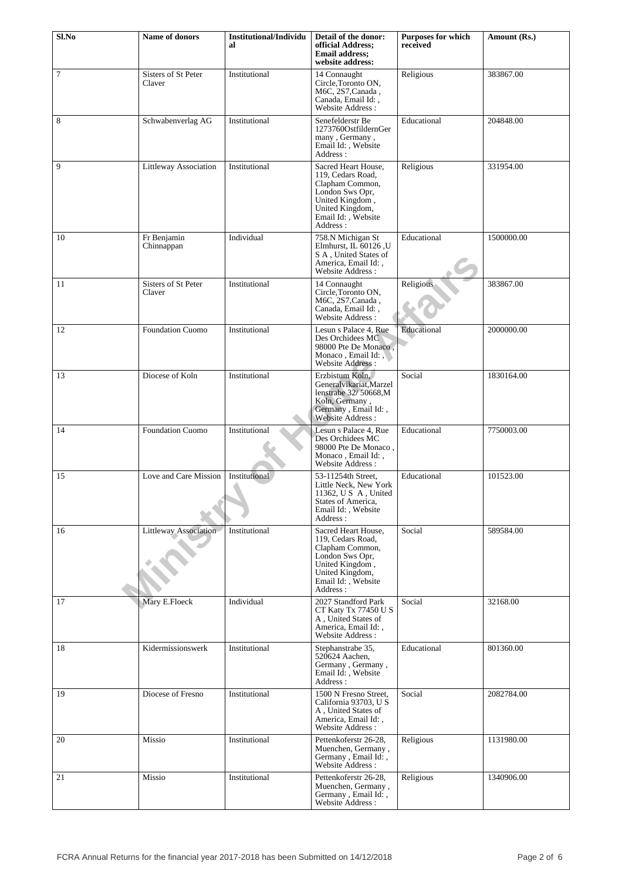| Sl.No | Name of donors | Institutional/Individual | Detail of the donor: official Address; Email address; website address: | Purposes for which received | Amount (Rs.) |
|---|---|---|---|---|---|
| 7 | Sisters of St Peter Claver | Institutional | 14 Connaught Circle,Toronto ON, M6C, 2S7,Canada , Canada, Email Id: , Website Address : | Religious | 383867.00 |
| 8 | Schwabenverlag AG | Institutional | Senefelderstr Be 1273760OstfildernGermany , Germany , Email Id: , Website Address : | Educational | 204848.00 |
| 9 | Littleway Association | Institutional | Sacred Heart House, 119, Cedars Road, Clapham Common, London Sws Opr, United Kingdom , United Kingdom, Email Id: , Website Address : | Religious | 331954.00 |
| 10 | Fr Benjamin Chinnappan | Individual | 758,N Michigan St Elmhurst, IL 60126 ,U S A , United States of America, Email Id: , Website Address : | Educational | 1500000.00 |
| 11 | Sisters of St Peter Claver | Institutional | 14 Connaught Circle,Toronto ON, M6C, 2S7,Canada , Canada, Email Id: , Website Address : | Religious | 383867.00 |
| 12 | Foundation Cuomo | Institutional | Lesun s Palace 4, Rue Des Orchidees MC 98000 Pte De Monaco , Monaco , Email Id: , Website Address : | Educational | 2000000.00 |
| 13 | Diocese of Koln | Institutional | Erzbistum Koln, Generalvikariat,Marzellenstrabe 32/ 50668,M Koln, Germany , Germany , Email Id: , Website Address : | Social | 1830164.00 |
| 14 | Foundation Cuomo | Institutional | Lesun s Palace 4, Rue Des Orchidees MC 98000 Pte De Monaco , Monaco , Email Id: , Website Address : | Educational | 7750003.00 |
| 15 | Love and Care Mission | Institutional | 53-11254th Street, Little Neck, New York 11362, U S A , United States of America, Email Id: , Website Address : | Educational | 101523.00 |
| 16 | Littleway Association | Institutional | Sacred Heart House, 119, Cedars Road, Clapham Common, London Sws Opr, United Kingdom , United Kingdom, Email Id: , Website Address : | Social | 589584.00 |
| 17 | Mary E.Floeck | Individual | 2027 Standford Park CT Katy Tx 77450 U S A , United States of America, Email Id: , Website Address : | Social | 32168.00 |
| 18 | Kidermissionswerk | Institutional | Stephanstrabe 35, 520624 Aachen, Germany , Germany , Email Id: , Website Address : | Educational | 801360.00 |
| 19 | Diocese of Fresno | Institutional | 1500 N Fresno Street, California 93703, U S A , United States of America, Email Id: , Website Address : | Social | 2082784.00 |
| 20 | Missio | Institutional | Pettenkoferstr 26-28, Muenchen, Germany , Germany , Email Id: , Website Address : | Religious | 1131980.00 |
| 21 | Missio | Institutional | Pettenkoferstr 26-28, Muenchen, Germany , Germany , Email Id: , Website Address : | Religious | 1340906.00 |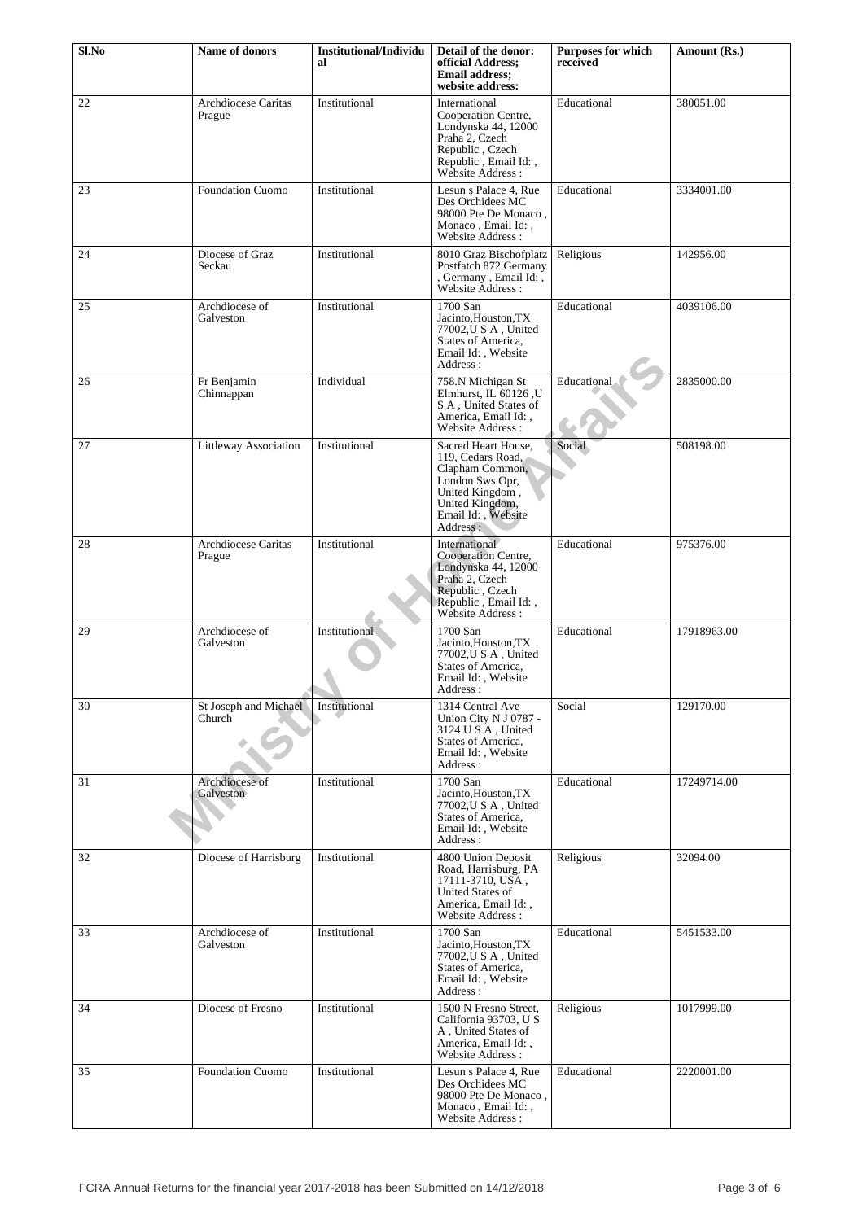| Sl.No | Name of donors | Institutional/Individual | Detail of the donor: official Address; Email address; website address: | Purposes for which received | Amount (Rs.) |
|---|---|---|---|---|---|
| 22 | Archdiocese Caritas Prague | Institutional | International Cooperation Centre, Londynska 44, 12000 Praha 2, Czech Republic , Czech Republic , Email Id: , Website Address : | Educational | 380051.00 |
| 23 | Foundation Cuomo | Institutional | Lesun s Palace 4, Rue Des Orchidees MC 98000 Pte De Monaco , Monaco , Email Id: , Website Address : | Educational | 3334001.00 |
| 24 | Diocese of Graz Seckau | Institutional | 8010 Graz Bischofplatz Postfatch 872 Germany , Germany , Email Id: , Website Address : | Religious | 142956.00 |
| 25 | Archdiocese of Galveston | Institutional | 1700 San Jacinto,Houston,TX 77002,U S A , United States of America, Email Id: , Website Address : | Educational | 4039106.00 |
| 26 | Fr Benjamin Chinnappan | Individual | 758.N Michigan St Elmhurst, IL 60126 ,U S A , United States of America, Email Id: , Website Address : | Educational | 2835000.00 |
| 27 | Littleway Association | Institutional | Sacred Heart House, 119, Cedars Road, Clapham Common, London Sws Opr, United Kingdom , United Kingdom, Email Id: , Website Address : | Social | 508198.00 |
| 28 | Archdiocese Caritas Prague | Institutional | International Cooperation Centre, Londynska 44, 12000 Praha 2, Czech Republic , Czech Republic , Email Id: , Website Address : | Educational | 975376.00 |
| 29 | Archdiocese of Galveston | Institutional | 1700 San Jacinto,Houston,TX 77002,U S A , United States of America, Email Id: , Website Address : | Educational | 17918963.00 |
| 30 | St Joseph and Michael Church | Institutional | 1314 Central Ave Union City N J 0787 - 3124 U S A , United States of America, Email Id: , Website Address : | Social | 129170.00 |
| 31 | Archdiocese of Galveston | Institutional | 1700 San Jacinto,Houston,TX 77002,U S A , United States of America, Email Id: , Website Address : | Educational | 17249714.00 |
| 32 | Diocese of Harrisburg | Institutional | 4800 Union Deposit Road, Harrisburg, PA 17111-3710, USA , United States of America, Email Id: , Website Address : | Religious | 32094.00 |
| 33 | Archdiocese of Galveston | Institutional | 1700 San Jacinto,Houston,TX 77002,U S A , United States of America, Email Id: , Website Address : | Educational | 5451533.00 |
| 34 | Diocese of Fresno | Institutional | 1500 N Fresno Street, California 93703, U S A , United States of America, Email Id: , Website Address : | Religious | 1017999.00 |
| 35 | Foundation Cuomo | Institutional | Lesun s Palace 4, Rue Des Orchidees MC 98000 Pte De Monaco , Monaco , Email Id: , Website Address : | Educational | 2220001.00 |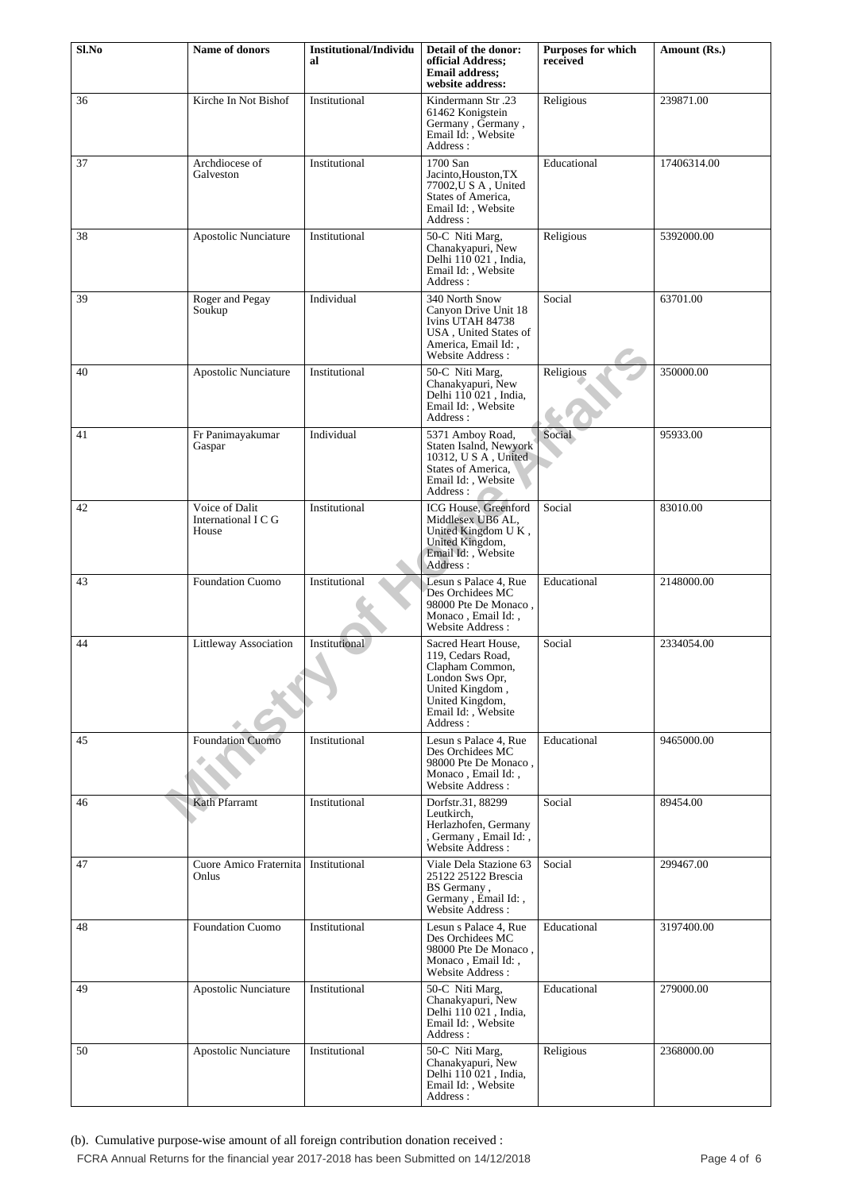| Sl.No | Name of donors | Institutional/Individual | Detail of the donor: official Address; Email address; website address: | Purposes for which received | Amount (Rs.) |
|---|---|---|---|---|---|
| 36 | Kirche In Not Bishof | Institutional | Kindermann Str .23 61462 Konigstein Germany , Germany , Email Id: , Website Address : | Religious | 239871.00 |
| 37 | Archdiocese of Galveston | Institutional | 1700 San Jacinto,Houston,TX 77002,U S A , United States of America, Email Id: , Website Address : | Educational | 17406314.00 |
| 38 | Apostolic Nunciature | Institutional | 50-C Niti Marg, Chanakyapuri, New Delhi 110 021 , India, Email Id: , Website Address : | Religious | 5392000.00 |
| 39 | Roger and Pegay Soukup | Individual | 340 North Snow Canyon Drive Unit 18 Ivins UTAH 84738 USA , United States of America, Email Id: , Website Address : | Social | 63701.00 |
| 40 | Apostolic Nunciature | Institutional | 50-C Niti Marg, Chanakyapuri, New Delhi 110 021 , India, Email Id: , Website Address : | Religious | 350000.00 |
| 41 | Fr Panimayakumar Gaspar | Individual | 5371 Amboy Road, Staten Isalnd, Newyork 10312, U S A , United States of America, Email Id: , Website Address : | Social | 95933.00 |
| 42 | Voice of Dalit International I C G House | Institutional | ICG House, Greenford Middlesex UB6 AL, United Kingdom U K , United Kingdom, Email Id: , Website Address : | Social | 83010.00 |
| 43 | Foundation Cuomo | Institutional | Lesun s Palace 4, Rue Des Orchidees MC 98000 Pte De Monaco , Monaco , Email Id: , Website Address : | Educational | 2148000.00 |
| 44 | Littleway Association | Institutional | Sacred Heart House, 119, Cedars Road, Clapham Common, London Sws Opr, United Kingdom , United Kingdom, Email Id: , Website Address : | Social | 2334054.00 |
| 45 | Foundation Cuomo | Institutional | Lesun s Palace 4, Rue Des Orchidees MC 98000 Pte De Monaco , Monaco , Email Id: , Website Address : | Educational | 9465000.00 |
| 46 | Kath Pfarramt | Institutional | Dorfstr.31, 88299 Leutkirch, Herlazhofen, Germany , Germany , Email Id: , Website Address : | Social | 89454.00 |
| 47 | Cuore Amico Fraternita Onlus | Institutional | Viale Dela Stazione 63 25122 25122 Brescia BS Germany , Germany , Email Id: , Website Address : | Social | 299467.00 |
| 48 | Foundation Cuomo | Institutional | Lesun s Palace 4, Rue Des Orchidees MC 98000 Pte De Monaco , Monaco , Email Id: , Website Address : | Educational | 3197400.00 |
| 49 | Apostolic Nunciature | Institutional | 50-C Niti Marg, Chanakyapuri, New Delhi 110 021 , India, Email Id: , Website Address : | Educational | 279000.00 |
| 50 | Apostolic Nunciature | Institutional | 50-C Niti Marg, Chanakyapuri, New Delhi 110 021 , India, Email Id: , Website Address : | Religious | 2368000.00 |

(b). Cumulative purpose-wise amount of all foreign contribution donation received :

FCRA Annual Returns for the financial year 2017-2018 has been Submitted on 14/12/2018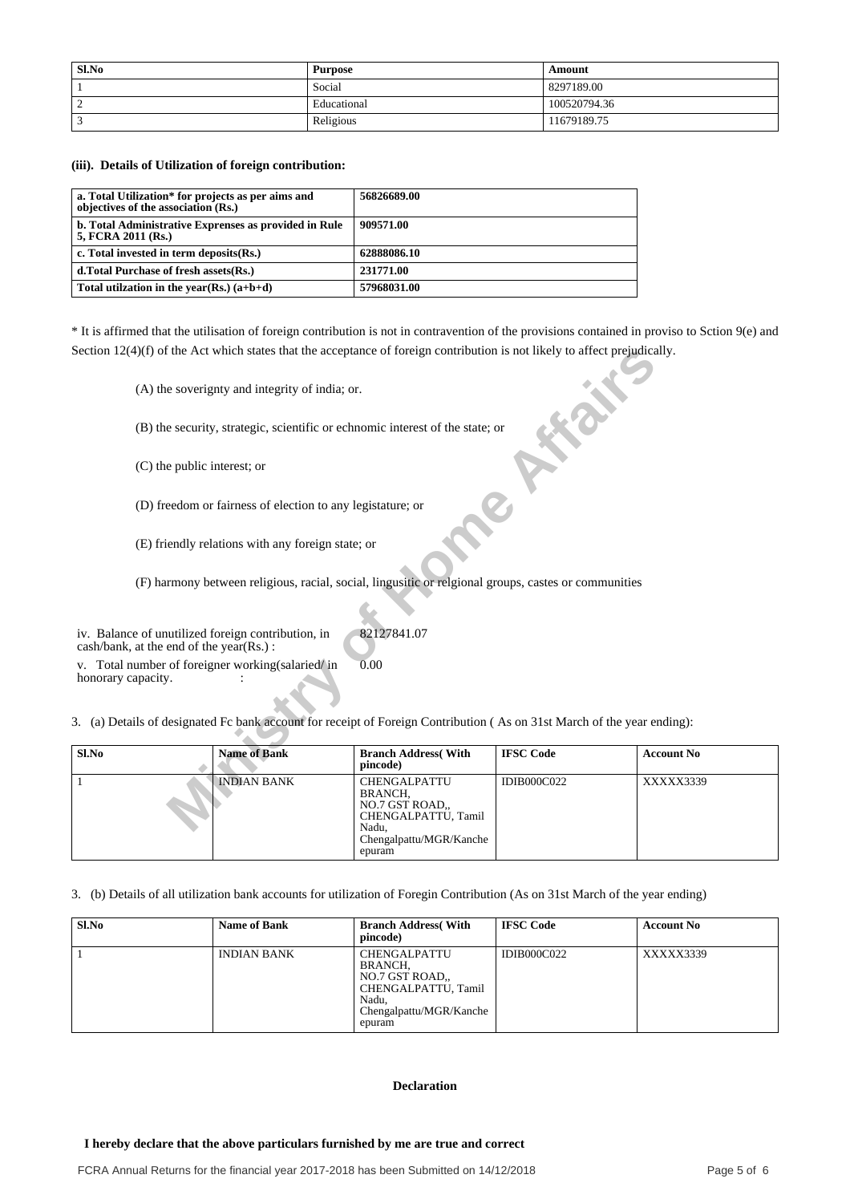| Sl.No | Purpose | Amount |
| --- | --- | --- |
| 1 | Social | 8297189.00 |
| 2 | Educational | 100520794.36 |
| 3 | Religious | 11679189.75 |

**(iii). Details of Utilization of foreign contribution:**

| **a. Total Utilization* for projects as per aims and objectives of the association (Rs.)** | **56826689.00** |
| --- | --- |
| **b. Total Administrative Expenses as provided in Rule 5, FCRA 2011 (Rs.)** | **909571.00** |
| **c. Total invested in term deposits(Rs.)** | **62888086.10** |
| **d.Total Purchase of fresh assets(Rs.)** | **231771.00** |
| **Total utilzation in the year(Rs.) (a+b+d)** | **57968031.00** |

* It is affirmed that the utilisation of foreign contribution is not in contravention of the provisions contained in proviso to Sction 9(e) and Section 12(4)(f) of the Act which states that the acceptance of foreign contribution is not likely to affect prejudically.

(A) the soverignty and integrity of india; or.

(B) the security, strategic, scientific or echnomic interest of the state; or

(C) the public interest; or

(D) freedom or fairness of election to any legistature; or

(E) friendly relations with any foreign state; or

(F) harmony between religious, racial, social, lingusitic or relgional groups, castes or communities

iv. Balance of unutilized foreign contribution, in cash/bank, at the end of the year(Rs.) : 82127841.07

v. Total number of foreigner working(salaried/ in honorary capacity. : 0.00

3. (a) Details of designated Fc bank account for receipt of Foreign Contribution ( As on 31st March of the year ending):

| Sl.No | Name of Bank | Branch Address( With pincode) | IFSC Code | Account No |
| --- | --- | --- | --- | --- |
| 1 | INDIAN BANK | CHENGALPATTU BRANCH, NO.7 GST ROAD,, CHENGALPATTU, Tamil Nadu, Chengalpattu/MGR/Kancheepuram | IDIB000C022 | XXXXX3339 |

3. (b) Details of all utilization bank accounts for utilization of Foregin Contribution (As on 31st March of the year ending)

| Sl.No | Name of Bank | Branch Address( With pincode) | IFSC Code | Account No |
| --- | --- | --- | --- | --- |
| 1 | INDIAN BANK | CHENGALPATTU BRANCH, NO.7 GST ROAD,, CHENGALPATTU, Tamil Nadu, Chengalpattu/MGR/Kancheepuram | IDIB000C022 | XXXXX3339 |

**Declaration**

**I hereby declare that the above particulars furnished by me are true and correct**

FCRA Annual Returns for the financial year 2017-2018 has been Submitted on 14/12/2018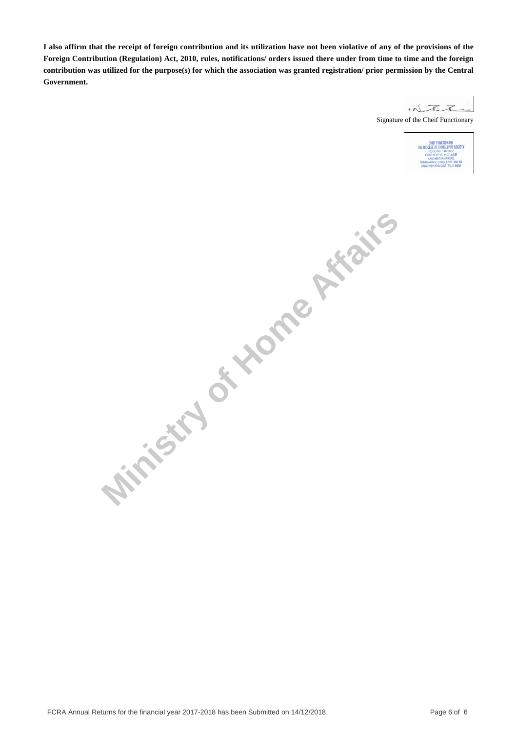**I also affirm that the receipt of foreign contribution and its utilization have not been violative of any of the provisions of the Foreign Contribution (Regulation) Act, 2010, rules, notifications/ orders issued there under from time to time and the foreign contribution was utilized for the purpose(s) for which the association was granted registration/ prior permission by the Central Government.**

Signature of the Cheif Functionary

CHIEF FUNCTIONARY
THE DIOCESE OF CHINGLEPUT SOCIETY
REGD No. 146/2002
BISHOP'S HOUSE
KANCHEEPURAM ROAD,
THIMMAVARAM, CHINGLEPUT - 603 101.
KANCHEEPURAM DIST, T.N., S. INDIA

FCRA Annual Returns for the financial year 2017-2018 has been Submitted on 14/12/2018